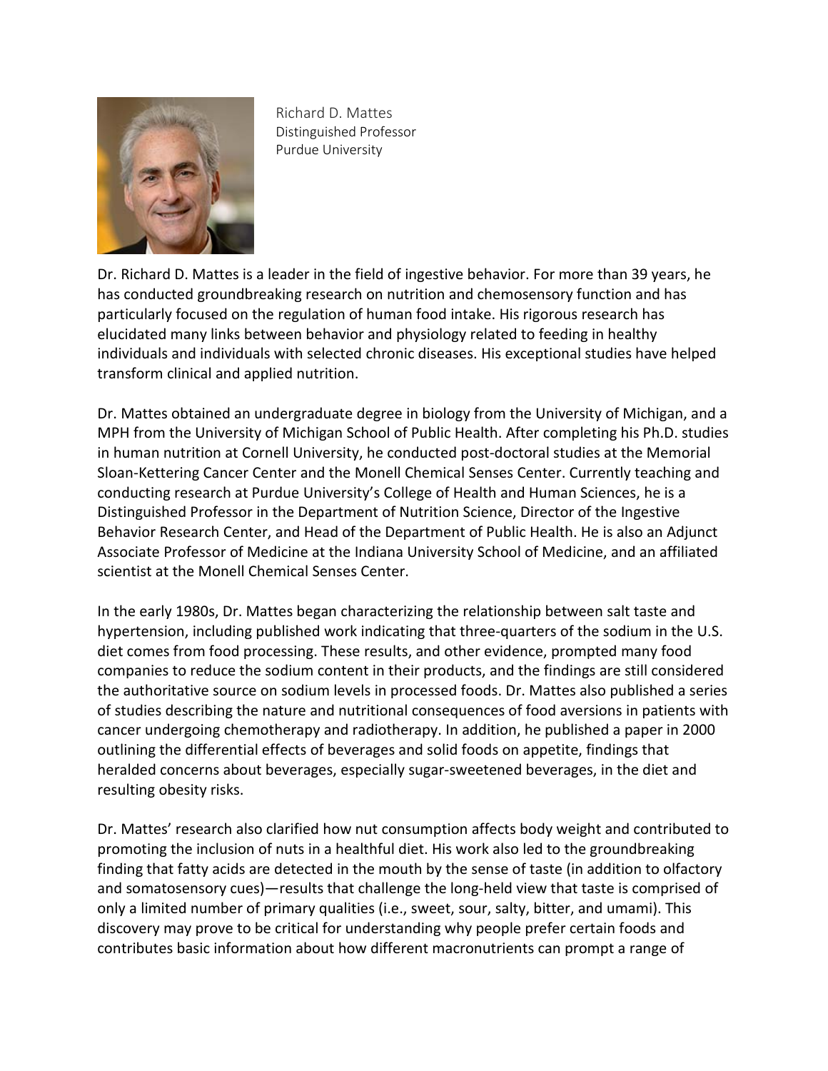Richard D. Mattes
Distinguished Professor
Purdue University

Dr. Richard D. Mattes is a leader in the field of ingestive behavior. For more than 39 years, he has conducted groundbreaking research on nutrition and chemosensory function and has particularly focused on the regulation of human food intake. His rigorous research has elucidated many links between behavior and physiology related to feeding in healthy individuals and individuals with selected chronic diseases. His exceptional studies have helped transform clinical and applied nutrition.

Dr. Mattes obtained an undergraduate degree in biology from the University of Michigan, and a MPH from the University of Michigan School of Public Health. After completing his Ph.D. studies in human nutrition at Cornell University, he conducted post-doctoral studies at the Memorial Sloan-Kettering Cancer Center and the Monell Chemical Senses Center. Currently teaching and conducting research at Purdue University's College of Health and Human Sciences, he is a Distinguished Professor in the Department of Nutrition Science, Director of the Ingestive Behavior Research Center, and Head of the Department of Public Health. He is also an Adjunct Associate Professor of Medicine at the Indiana University School of Medicine, and an affiliated scientist at the Monell Chemical Senses Center.

In the early 1980s, Dr. Mattes began characterizing the relationship between salt taste and hypertension, including published work indicating that three-quarters of the sodium in the U.S. diet comes from food processing. These results, and other evidence, prompted many food companies to reduce the sodium content in their products, and the findings are still considered the authoritative source on sodium levels in processed foods. Dr. Mattes also published a series of studies describing the nature and nutritional consequences of food aversions in patients with cancer undergoing chemotherapy and radiotherapy. In addition, he published a paper in 2000 outlining the differential effects of beverages and solid foods on appetite, findings that heralded concerns about beverages, especially sugar-sweetened beverages, in the diet and resulting obesity risks.

Dr. Mattes' research also clarified how nut consumption affects body weight and contributed to promoting the inclusion of nuts in a healthful diet. His work also led to the groundbreaking finding that fatty acids are detected in the mouth by the sense of taste (in addition to olfactory and somatosensory cues)—results that challenge the long-held view that taste is comprised of only a limited number of primary qualities (i.e., sweet, sour, salty, bitter, and umami). This discovery may prove to be critical for understanding why people prefer certain foods and contributes basic information about how different macronutrients can prompt a range of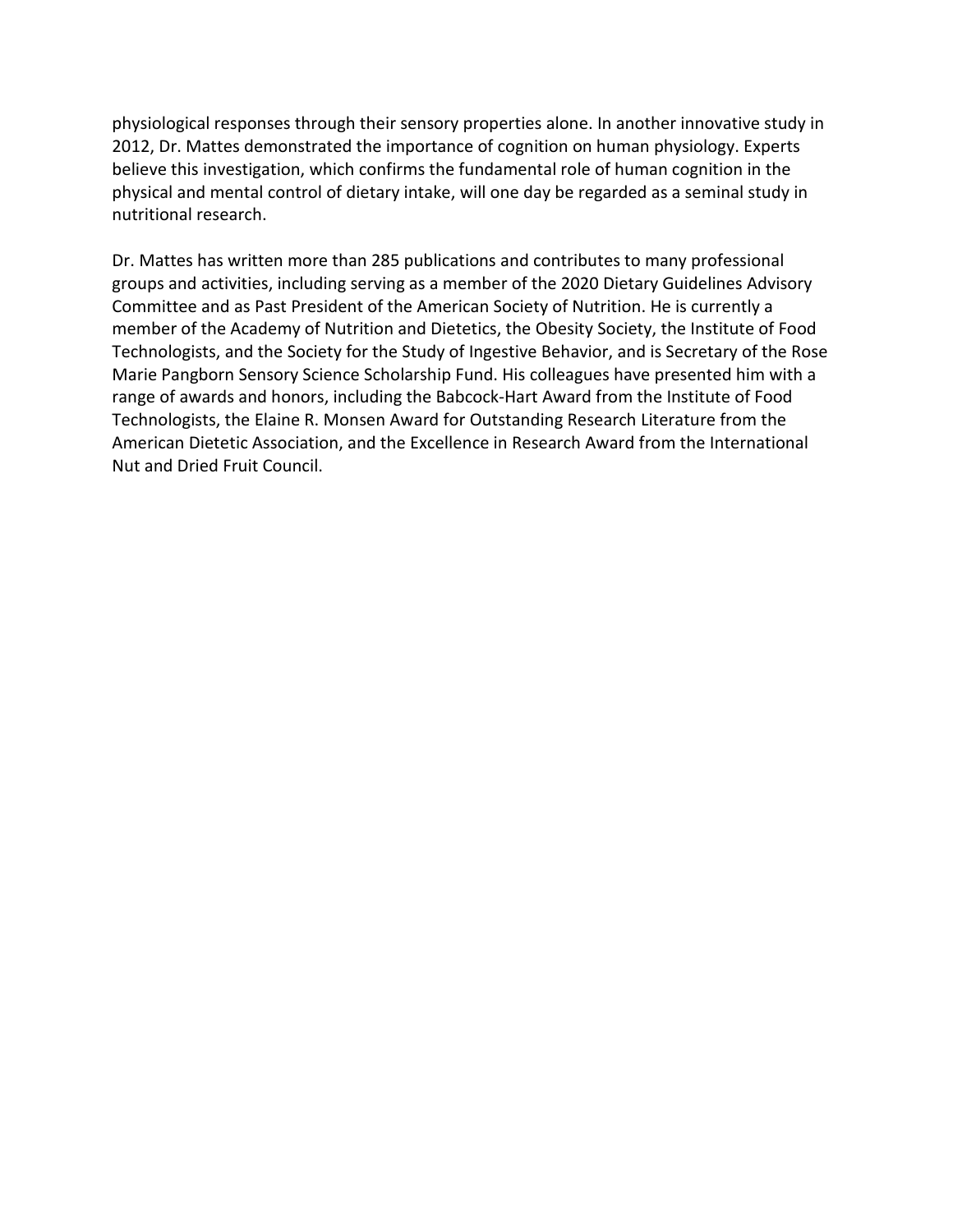physiological responses through their sensory properties alone. In another innovative study in 2012, Dr. Mattes demonstrated the importance of cognition on human physiology. Experts believe this investigation, which confirms the fundamental role of human cognition in the physical and mental control of dietary intake, will one day be regarded as a seminal study in nutritional research.

Dr. Mattes has written more than 285 publications and contributes to many professional groups and activities, including serving as a member of the 2020 Dietary Guidelines Advisory Committee and as Past President of the American Society of Nutrition. He is currently a member of the Academy of Nutrition and Dietetics, the Obesity Society, the Institute of Food Technologists, and the Society for the Study of Ingestive Behavior, and is Secretary of the Rose Marie Pangborn Sensory Science Scholarship Fund. His colleagues have presented him with a range of awards and honors, including the Babcock-Hart Award from the Institute of Food Technologists, the Elaine R. Monsen Award for Outstanding Research Literature from the American Dietetic Association, and the Excellence in Research Award from the International Nut and Dried Fruit Council.